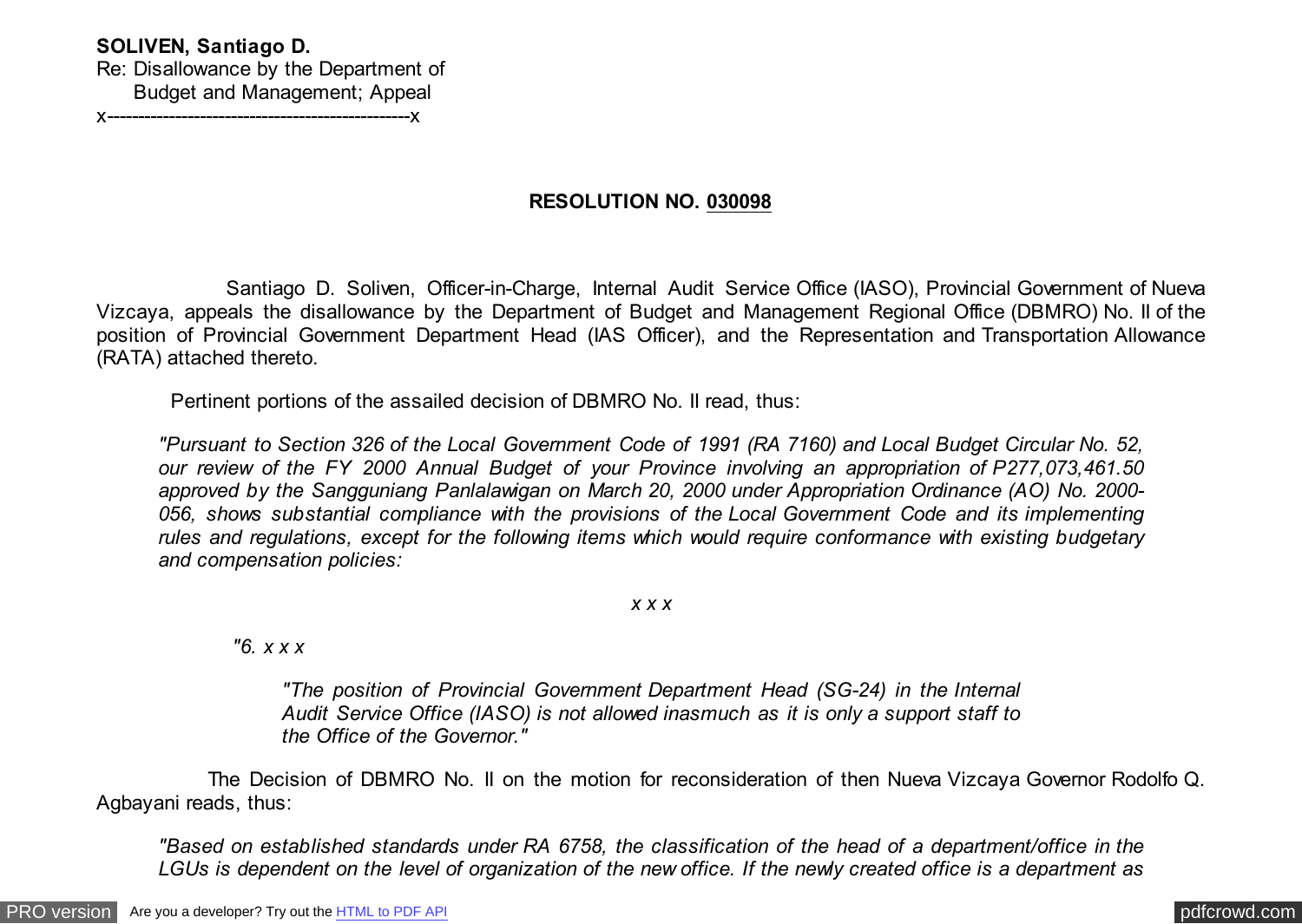**SOLIVEN, Santiago D.**
Re: Disallowance by the Department of
Budget and Management; Appeal
x-------------------------------------------------x

**RESOLUTION NO. 030098**

Santiago D. Soliven, Officer-in-Charge, Internal Audit Service Office (IASO), Provincial Government of Nueva Vizcaya, appeals the disallowance by the Department of Budget and Management Regional Office (DBMRO) No. II of the position of Provincial Government Department Head (IAS Officer), and the Representation and Transportation Allowance (RATA) attached thereto.

Pertinent portions of the assailed decision of DBMRO No. II read, thus:

> *"Pursuant to Section 326 of the Local Government Code of 1991 (RA 7160) and Local Budget Circular No. 52, our review of the FY 2000 Annual Budget of your Province involving an appropriation of P277,073,461.50 approved by the Sangguniang Panlalawigan on March 20, 2000 under Appropriation Ordinance (AO) No. 2000-056, shows substantial compliance with the provisions of the Local Government Code and its implementing rules and regulations, except for the following items which would require conformance with existing budgetary and compensation policies:*
>
> *x x x*
>
> *"6. x x x*
>
> *"The position of Provincial Government Department Head (SG-24) in the Internal Audit Service Office (IASO) is not allowed inasmuch as it is only a support staff to the Office of the Governor."*

The Decision of DBMRO No. II on the motion for reconsideration of then Nueva Vizcaya Governor Rodolfo Q. Agbayani reads, thus:

> *"Based on established standards under RA 6758, the classification of the head of a department/office in the LGUs is dependent on the level of organization of the new office. If the newly created office is a department as*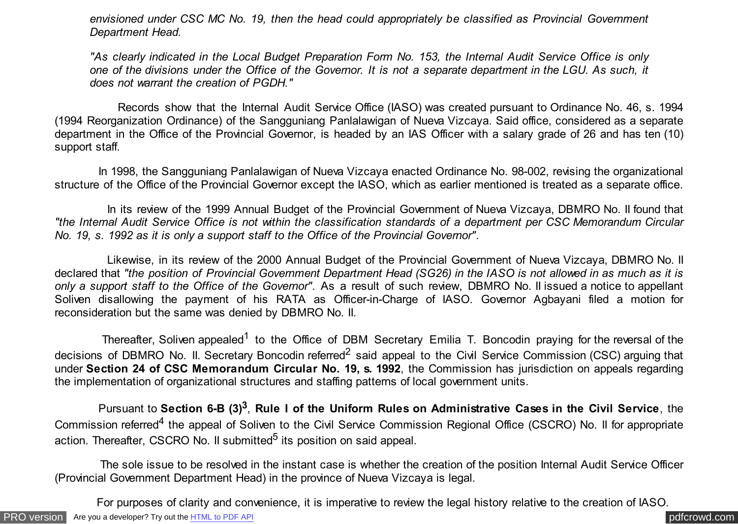*envisioned under CSC MC No. 19, then the head could appropriately be classified as Provincial Government Department Head.*

*"As clearly indicated in the Local Budget Preparation Form No. 153, the Internal Audit Service Office is only one of the divisions under the Office of the Governor. It is not a separate department in the LGU. As such, it does not warrant the creation of PGDH."*

Records show that the Internal Audit Service Office (IASO) was created pursuant to Ordinance No. 46, s. 1994 (1994 Reorganization Ordinance) of the Sangguniang Panlalawigan of Nueva Vizcaya. Said office, considered as a separate department in the Office of the Provincial Governor, is headed by an IAS Officer with a salary grade of 26 and has ten (10) support staff.

In 1998, the Sangguniang Panlalawigan of Nueva Vizcaya enacted Ordinance No. 98-002, revising the organizational structure of the Office of the Provincial Governor except the IASO, which as earlier mentioned is treated as a separate office.

In its review of the 1999 Annual Budget of the Provincial Government of Nueva Vizcaya, DBMRO No. II found that *"the Internal Audit Service Office is not within the classification standards of a department per CSC Memorandum Circular No. 19, s. 1992 as it is only a support staff to the Office of the Provincial Governor"*.

Likewise, in its review of the 2000 Annual Budget of the Provincial Government of Nueva Vizcaya, DBMRO No. II declared that *"the position of Provincial Government Department Head (SG26) in the IASO is not allowed in as much as it is only a support staff to the Office of the Governor"*. As a result of such review, DBMRO No. II issued a notice to appellant Soliven disallowing the payment of his RATA as Officer-in-Charge of IASO. Governor Agbayani filed a motion for reconsideration but the same was denied by DBMRO No. II.

Thereafter, Soliven appealed[1] to the Office of DBM Secretary Emilia T. Boncodin praying for the reversal of the decisions of DBMRO No. II. Secretary Boncodin referred[2] said appeal to the Civil Service Commission (CSC) arguing that under **Section 24 of CSC Memorandum Circular No. 19, s. 1992**, the Commission has jurisdiction on appeals regarding the implementation of organizational structures and staffing patterns of local government units.

Pursuant to **Section 6-B (3)[3]**, **Rule I of the Uniform Rules on Administrative Cases in the Civil Service**, the Commission referred[4] the appeal of Soliven to the Civil Service Commission Regional Office (CSCRO) No. II for appropriate action. Thereafter, CSCRO No. II submitted[5] its position on said appeal.

The sole issue to be resolved in the instant case is whether the creation of the position Internal Audit Service Officer (Provincial Government Department Head) in the province of Nueva Vizcaya is legal.

For purposes of clarity and convenience, it is imperative to review the legal history relative to the creation of IASO.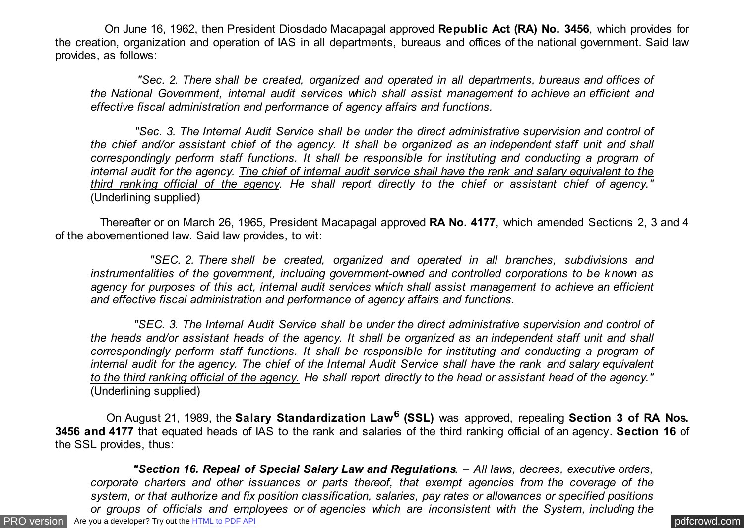On June 16, 1962, then President Diosdado Macapagal approved **Republic Act (RA) No. 3456**, which provides for the creation, organization and operation of IAS in all departments, bureaus and offices of the national government. Said law provides, as follows:

> *"Sec. 2. There shall be created, organized and operated in all departments, bureaus and offices of the National Government, internal audit services which shall assist management to achieve an efficient and effective fiscal administration and performance of agency affairs and functions.*
>
> *"Sec. 3. The Internal Audit Service shall be under the direct administrative supervision and control of the chief and/or assistant chief of the agency. It shall be organized as an independent staff unit and shall correspondingly perform staff functions. It shall be responsible for instituting and conducting a program of internal audit for the agency. <u>The chief of internal audit service shall have the rank and salary equivalent to the third ranking official of the agency</u>. He shall report directly to the chief or assistant chief of agency."* (Underlining supplied)

Thereafter or on March 26, 1965, President Macapagal approved **RA No. 4177**, which amended Sections 2, 3 and 4 of the abovementioned law. Said law provides, to wit:

> *"SEC. 2. There shall be created, organized and operated in all branches, subdivisions and instrumentalities of the government, including government-owned and controlled corporations to be known as agency for purposes of this act, internal audit services which shall assist management to achieve an efficient and effective fiscal administration and performance of agency affairs and functions.*
>
> *"SEC. 3. The Internal Audit Service shall be under the direct administrative supervision and control of the heads and/or assistant heads of the agency. It shall be organized as an independent staff unit and shall correspondingly perform staff functions. It shall be responsible for instituting and conducting a program of internal audit for the agency. <u>The chief of the Internal Audit Service shall have the rank and salary equivalent to the third ranking official of the agency.</u> He shall report directly to the head or assistant head of the agency."* (Underlining supplied)

On August 21, 1989, the **Salary Standardization Law[6] (SSL)** was approved, repealing **Section 3 of RA Nos. 3456 and 4177** that equated heads of IAS to the rank and salaries of the third ranking official of an agency. **Section 16** of the SSL provides, thus:

> ***"Section 16. Repeal of Special Salary Law and Regulations**. – All laws, decrees, executive orders, corporate charters and other issuances or parts thereof, that exempt agencies from the coverage of the system, or that authorize and fix position classification, salaries, pay rates or allowances or specified positions or groups of officials and employees or of agencies which are inconsistent with the System, including the*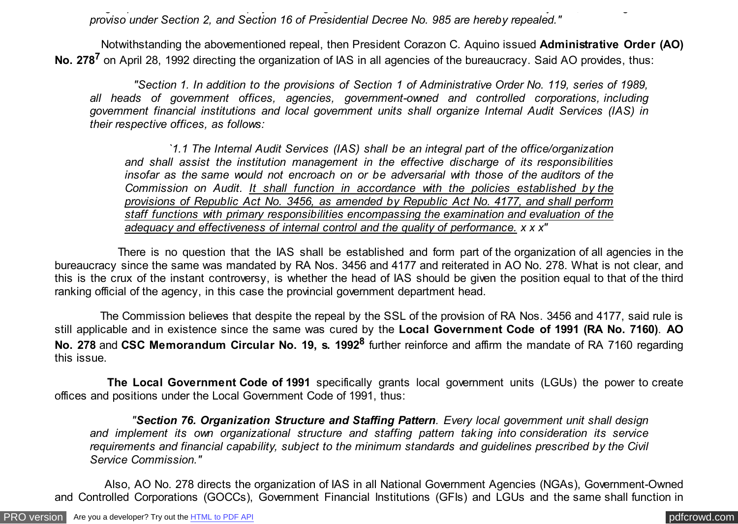*proviso under Section 2, and Section 16 of Presidential Decree No. 985 are hereby repealed."*

Notwithstanding the abovementioned repeal, then President Corazon C. Aquino issued **Administrative Order (AO) No. 278**[7] on April 28, 1992 directing the organization of IAS in all agencies of the bureaucracy. Said AO provides, thus:

> *"Section 1. In addition to the provisions of Section 1 of Administrative Order No. 119, series of 1989, all heads of government offices, agencies, government-owned and controlled corporations, including government financial institutions and local government units shall organize Internal Audit Services (IAS) in their respective offices, as follows:*
>
> > *`1.1 The Internal Audit Services (IAS) shall be an integral part of the office/organization and shall assist the institution management in the effective discharge of its responsibilities insofar as the same would not encroach on or be adversarial with those of the auditors of the Commission on Audit. <u>It shall function in accordance with the policies established by the provisions of Republic Act No. 3456, as amended by Republic Act No. 4177, and shall perform staff functions with primary responsibilities encompassing the examination and evaluation of the adequacy and effectiveness of internal control and the quality of performance.</u> x x x"*

There is no question that the IAS shall be established and form part of the organization of all agencies in the bureaucracy since the same was mandated by RA Nos. 3456 and 4177 and reiterated in AO No. 278. What is not clear, and this is the crux of the instant controversy, is whether the head of IAS should be given the position equal to that of the third ranking official of the agency, in this case the provincial government department head.

The Commission believes that despite the repeal by the SSL of the provision of RA Nos. 3456 and 4177, said rule is still applicable and in existence since the same was cured by the **Local Government Code of 1991 (RA No. 7160)**. **AO No. 278** and **CSC Memorandum Circular No. 19, s. 1992**[8] further reinforce and affirm the mandate of RA 7160 regarding this issue.

**The Local Government Code of 1991** specifically grants local government units (LGUs) the power to create offices and positions under the Local Government Code of 1991, thus:

> *"**Section 76. Organization Structure and Staffing Pattern**. Every local government unit shall design and implement its own organizational structure and staffing pattern taking into consideration its service requirements and financial capability, subject to the minimum standards and guidelines prescribed by the Civil Service Commission."*

Also, AO No. 278 directs the organization of IAS in all National Government Agencies (NGAs), Government-Owned and Controlled Corporations (GOCCs), Government Financial Institutions (GFIs) and LGUs and the same shall function in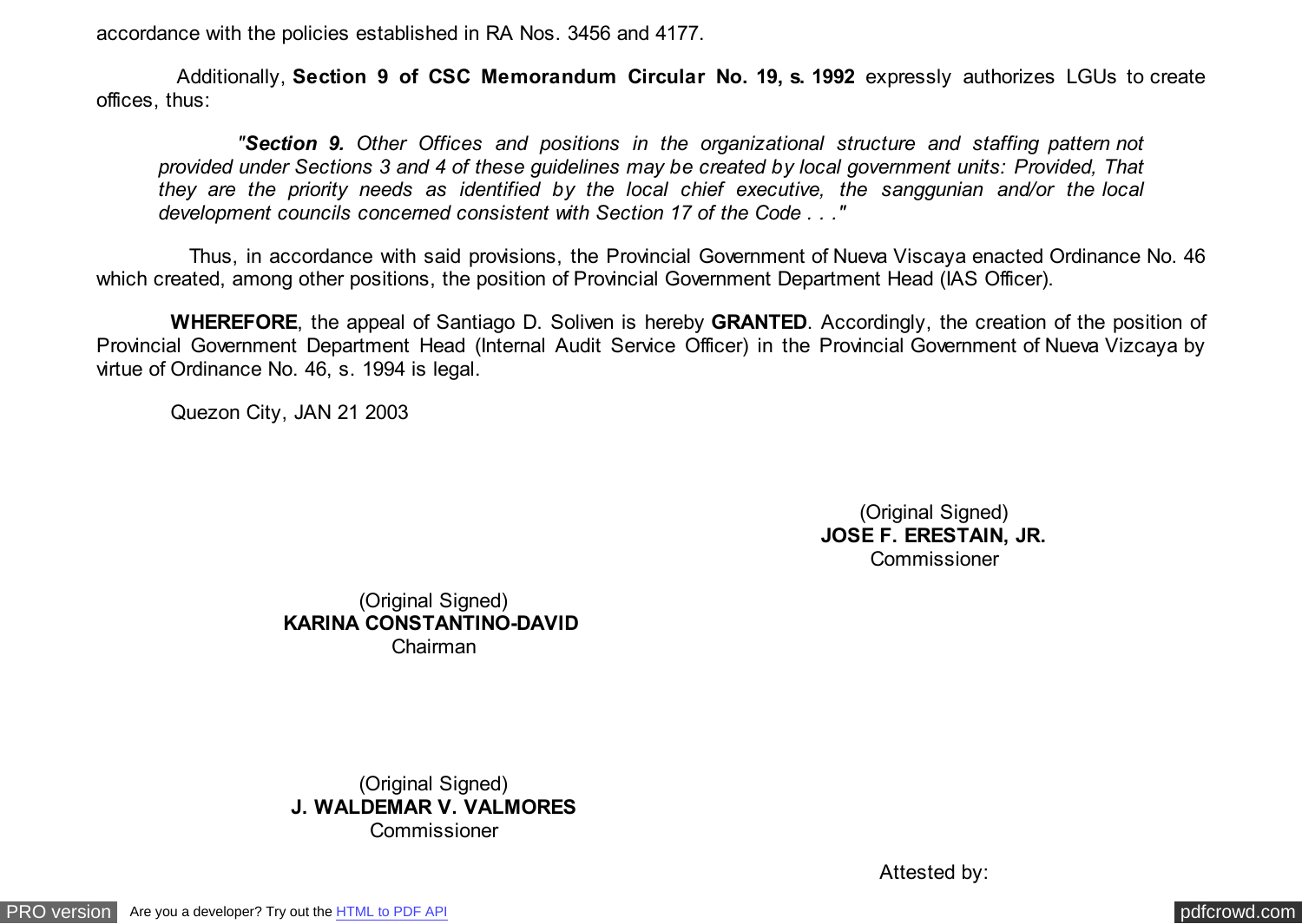accordance with the policies established in RA Nos. 3456 and 4177.

Additionally, **Section 9 of CSC Memorandum Circular No. 19, s. 1992** expressly authorizes LGUs to create offices, thus:

> *"**Section 9.** Other Offices and positions in the organizational structure and staffing pattern not provided under Sections 3 and 4 of these guidelines may be created by local government units: Provided, That they are the priority needs as identified by the local chief executive, the sanggunian and/or the local development councils concerned consistent with Section 17 of the Code . . ."*

Thus, in accordance with said provisions, the Provincial Government of Nueva Viscaya enacted Ordinance No. 46 which created, among other positions, the position of Provincial Government Department Head (IAS Officer).

**WHEREFORE**, the appeal of Santiago D. Soliven is hereby **GRANTED**. Accordingly, the creation of the position of Provincial Government Department Head (Internal Audit Service Officer) in the Provincial Government of Nueva Vizcaya by virtue of Ordinance No. 46, s. 1994 is legal.

Quezon City, JAN 21 2003

(Original Signed)
**JOSE F. ERESTAIN, JR.**
Commissioner

(Original Signed)
**KARINA CONSTANTINO-DAVID**
Chairman

(Original Signed)
**J. WALDEMAR V. VALMORES**
Commissioner

Attested by: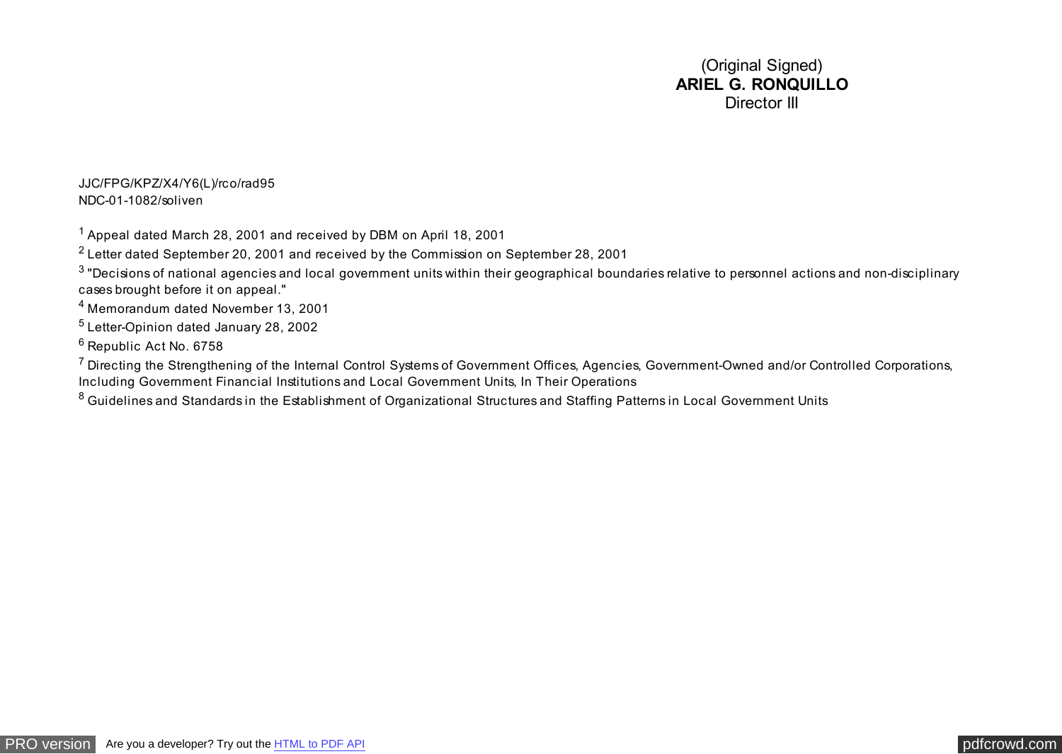(Original Signed)
**ARIEL G. RONQUILLO**
Director III

JJC/FPG/KPZ/X4/Y6(L)/rco/rad95
NDC-01-1082/soliven

[1] Appeal dated March 28, 2001 and received by DBM on April 18, 2001

[2] Letter dated September 20, 2001 and received by the Commission on September 28, 2001

[3] "Decisions of national agencies and local government units within their geographical boundaries relative to personnel actions and non-disciplinary cases brought before it on appeal."

[4] Memorandum dated November 13, 2001

[5] Letter-Opinion dated January 28, 2002

[6] Republic Act No. 6758

[7] Directing the Strengthening of the Internal Control Systems of Government Offices, Agencies, Government-Owned and/or Controlled Corporations, Including Government Financial Institutions and Local Government Units, In Their Operations

[8] Guidelines and Standards in the Establishment of Organizational Structures and Staffing Patterns in Local Government Units